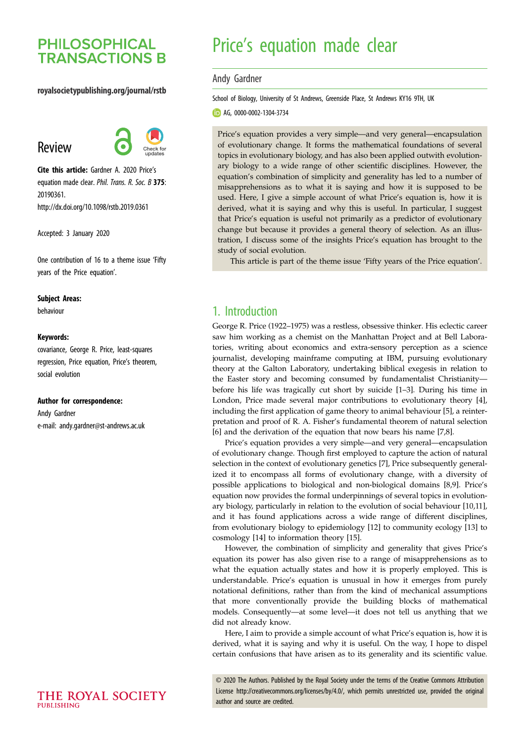# Price's equation made clear

Andy Gardner

School of Biology, University of St Andrews, Greenside Place, St Andrews KY16 9TH, UK

AG, 0000-0002-1304-3734

**PHILOSOPHICAL TRANSACTIONS B**

royalsocietypublishing.org/journal/rstb

Review

**Cite this article:** Gardner A. 2020 Price's equation made clear. *Phil. Trans. R. Soc. B* **375**: 20190361. http://dx.doi.org/10.1098/rstb.2019.0361

Accepted: 3 January 2020

One contribution of 16 to a theme issue 'Fifty years of the Price equation'.

**Subject Areas:**

behaviour

**Keywords:**

covariance, George R. Price, least-squares regression, Price equation, Price's theorem, social evolution

**Author for correspondence:**

Andy Gardner

e-mail: andy.gardner@st-andrews.ac.uk

Price's equation provides a very simple—and very general—encapsulation of evolutionary change. It forms the mathematical foundations of several topics in evolutionary biology, and has also been applied outwith evolutionary biology to a wide range of other scientific disciplines. However, the equation's combination of simplicity and generality has led to a number of misapprehensions as to what it is saying and how it is supposed to be used. Here, I give a simple account of what Price's equation is, how it is derived, what it is saying and why this is useful. In particular, I suggest that Price's equation is useful not primarily as a predictor of evolutionary change but because it provides a general theory of selection. As an illustration, I discuss some of the insights Price's equation has brought to the study of social evolution.

This article is part of the theme issue 'Fifty years of the Price equation'.

## 1. Introduction

George R. Price (1922–1975) was a restless, obsessive thinker. His eclectic career saw him working as a chemist on the Manhattan Project and at Bell Laboratories, writing about economics and extra-sensory perception as a science journalist, developing mainframe computing at IBM, pursuing evolutionary theory at the Galton Laboratory, undertaking biblical exegesis in relation to the Easter story and becoming consumed by fundamentalist Christianity—before his life was tragically cut short by suicide [1–3]. During his time in London, Price made several major contributions to evolutionary theory [4], including the first application of game theory to animal behaviour [5], a reinterpretation and proof of R. A. Fisher's fundamental theorem of natural selection [6] and the derivation of the equation that now bears his name [7,8].

Price's equation provides a very simple—and very general—encapsulation of evolutionary change. Though first employed to capture the action of natural selection in the context of evolutionary genetics [7], Price subsequently generalized it to encompass all forms of evolutionary change, with a diversity of possible applications to biological and non-biological domains [8,9]. Price's equation now provides the formal underpinnings of several topics in evolutionary biology, particularly in relation to the evolution of social behaviour [10,11], and it has found applications across a wide range of different disciplines, from evolutionary biology to epidemiology [12] to community ecology [13] to cosmology [14] to information theory [15].

However, the combination of simplicity and generality that gives Price's equation its power has also given rise to a range of misapprehensions as to what the equation actually states and how it is properly employed. This is understandable. Price's equation is unusual in how it emerges from purely notational definitions, rather than from the kind of mechanical assumptions that more conventionally provide the building blocks of mathematical models. Consequently—at some level—it does not tell us anything that we did not already know.

Here, I aim to provide a simple account of what Price's equation is, how it is derived, what it is saying and why it is useful. On the way, I hope to dispel certain confusions that have arisen as to its generality and its scientific value.

© 2020 The Authors. Published by the Royal Society under the terms of the Creative Commons Attribution License http://creativecommons.org/licenses/by/4.0/, which permits unrestricted use, provided the original author and source are credited.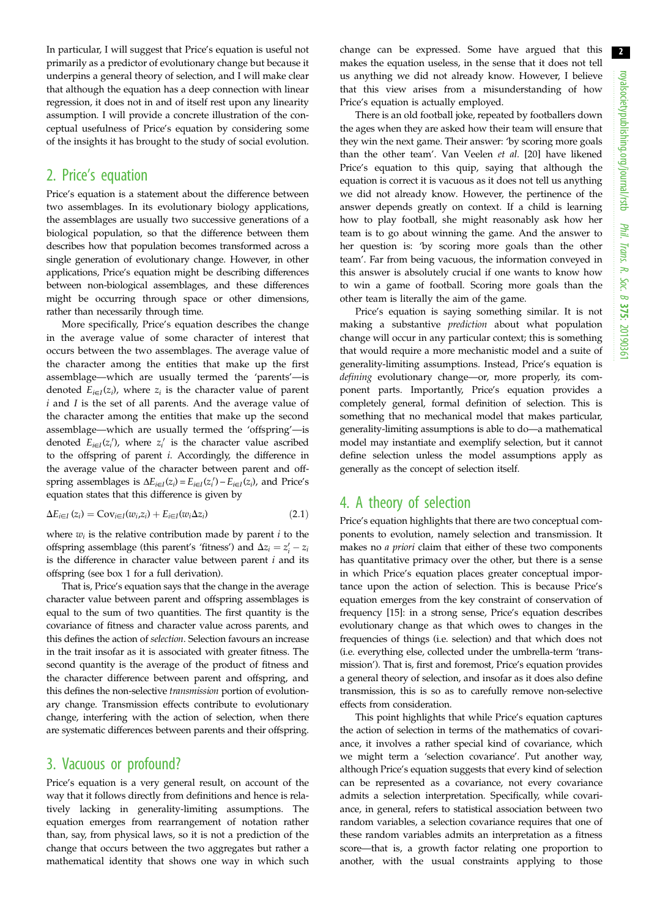In particular, I will suggest that Price's equation is useful not primarily as a predictor of evolutionary change but because it underpins a general theory of selection, and I will make clear that although the equation has a deep connection with linear regression, it does not in and of itself rest upon any linearity assumption. I will provide a concrete illustration of the conceptual usefulness of Price's equation by considering some of the insights it has brought to the study of social evolution.

## 2. Price's equation

Price's equation is a statement about the difference between two assemblages. In its evolutionary biology applications, the assemblages are usually two successive generations of a biological population, so that the difference between them describes how that population becomes transformed across a single generation of evolutionary change. However, in other applications, Price's equation might be describing differences between non-biological assemblages, and these differences might be occurring through space or other dimensions, rather than necessarily through time.

More specifically, Price's equation describes the change in the average value of some character of interest that occurs between the two assemblages. The average value of the character among the entities that make up the first assemblage—which are usually termed the 'parents'—is denoted $E_{i \in I}(z_i)$, where $z_i$ is the character value of parent $i$ and $I$ is the set of all parents. And the average value of the character among the entities that make up the second assemblage—which are usually termed the 'offspring'—is denoted $E_{i \in I}(z_i')$, where $z_i'$ is the character value ascribed to the offspring of parent $i$. Accordingly, the difference in the average value of the character between parent and offspring assemblages is $\Delta E_{i \in I}(z_i) = E_{i \in I}(z_i') - E_{i \in I}(z_i)$, and Price's equation states that this difference is given by

$$\Delta E_{i \in I}(z_i) = \mathrm{Cov}_{i \in I}(w_i, z_i) + E_{i \in I}(w_i \Delta z_i) \tag{2.1}$$

where $w_i$ is the relative contribution made by parent $i$ to the offspring assemblage (this parent's 'fitness') and $\Delta z_i = z_i' - z_i$ is the difference in character value between parent $i$ and its offspring (see box 1 for a full derivation).

That is, Price's equation says that the change in the average character value between parent and offspring assemblages is equal to the sum of two quantities. The first quantity is the covariance of fitness and character value across parents, and this defines the action of *selection*. Selection favours an increase in the trait insofar as it is associated with greater fitness. The second quantity is the average of the product of fitness and the character difference between parent and offspring, and this defines the non-selective *transmission* portion of evolutionary change. Transmission effects contribute to evolutionary change, interfering with the action of selection, when there are systematic differences between parents and their offspring.

## 3. Vacuous or profound?

Price's equation is a very general result, on account of the way that it follows directly from definitions and hence is relatively lacking in generality-limiting assumptions. The equation emerges from rearrangement of notation rather than, say, from physical laws, so it is not a prediction of the change that occurs between the two aggregates but rather a mathematical identity that shows one way in which such change can be expressed. Some have argued that this makes the equation useless, in the sense that it does not tell us anything we did not already know. However, I believe that this view arises from a misunderstanding of how Price's equation is actually employed.

There is an old football joke, repeated by footballers down the ages when they are asked how their team will ensure that they win the next game. Their answer: 'by scoring more goals than the other team'. Van Veelen *et al.* [20] have likened Price's equation to this quip, saying that although the equation is correct it is vacuous as it does not tell us anything we did not already know. However, the pertinence of the answer depends greatly on context. If a child is learning how to play football, she might reasonably ask how her team is to go about winning the game. And the answer to her question is: 'by scoring more goals than the other team'. Far from being vacuous, the information conveyed in this answer is absolutely crucial if one wants to know how to win a game of football. Scoring more goals than the other team is literally the aim of the game.

Price's equation is saying something similar. It is not making a substantive *prediction* about what population change will occur in any particular context; this is something that would require a more mechanistic model and a suite of generality-limiting assumptions. Instead, Price's equation is *defining* evolutionary change—or, more properly, its component parts. Importantly, Price's equation provides a completely general, formal definition of selection. This is something that no mechanical model that makes particular, generality-limiting assumptions is able to do—a mathematical model may instantiate and exemplify selection, but it cannot define selection unless the model assumptions apply as generally as the concept of selection itself.

## 4. A theory of selection

Price's equation highlights that there are two conceptual components to evolution, namely selection and transmission. It makes no *a priori* claim that either of these two components has quantitative primacy over the other, but there is a sense in which Price's equation places greater conceptual importance upon the action of selection. This is because Price's equation emerges from the key constraint of conservation of frequency [15]: in a strong sense, Price's equation describes evolutionary change as that which owes to changes in the frequencies of things (i.e. selection) and that which does not (i.e. everything else, collected under the umbrella-term 'transmission'). That is, first and foremost, Price's equation provides a general theory of selection, and insofar as it does also define transmission, this is so as to carefully remove non-selective effects from consideration.

This point highlights that while Price's equation captures the action of selection in terms of the mathematics of covariance, it involves a rather special kind of covariance, which we might term a 'selection covariance'. Put another way, although Price's equation suggests that every kind of selection can be represented as a covariance, not every covariance admits a selection interpretation. Specifically, while covariance, in general, refers to statistical association between two random variables, a selection covariance requires that one of these random variables admits an interpretation as a fitness score—that is, a growth factor relating one proportion to another, with the usual constraints applying to those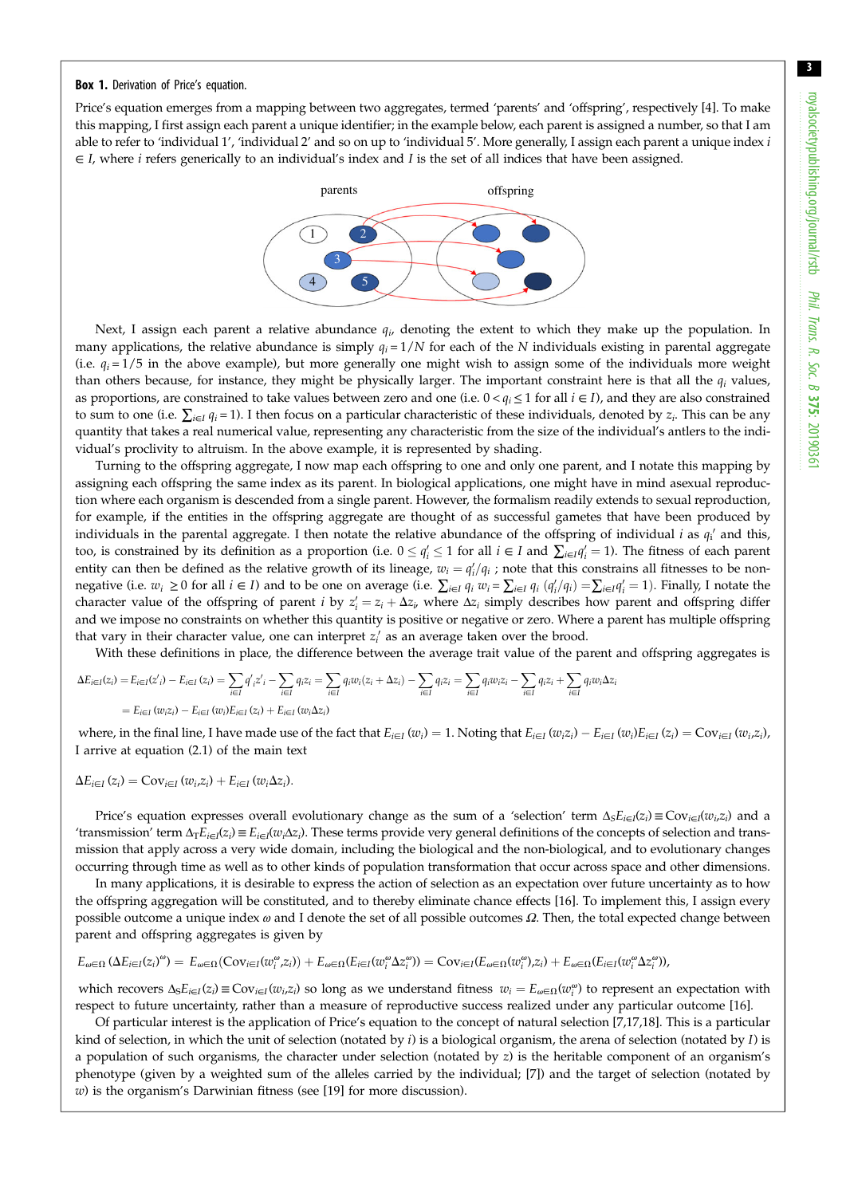**Box 1.** Derivation of Price's equation.

Price's equation emerges from a mapping between two aggregates, termed 'parents' and 'offspring', respectively [4]. To make this mapping, I first assign each parent a unique identifier; in the example below, each parent is assigned a number, so that I am able to refer to 'individual 1', 'individual 2' and so on up to 'individual 5'. More generally, I assign each parent a unique index $i \in I$, where $i$ refers generically to an individual's index and $I$ is the set of all indices that have been assigned.

Next, I assign each parent a relative abundance $q_i$, denoting the extent to which they make up the population. In many applications, the relative abundance is simply $q_i = 1/N$ for each of the $N$ individuals existing in parental aggregate (i.e. $q_i = 1/5$ in the above example), but more generally one might wish to assign some of the individuals more weight than others because, for instance, they might be physically larger. The important constraint here is that all the $q_i$ values, as proportions, are constrained to take values between zero and one (i.e. $0 < q_i \leq 1$ for all $i \in I$), and they are also constrained to sum to one (i.e. $\sum_{i\in I} q_i = 1$). I then focus on a particular characteristic of these individuals, denoted by $z_i$. This can be any quantity that takes a real numerical value, representing any characteristic from the size of the individual's antlers to the individual's proclivity to altruism. In the above example, it is represented by shading.

Turning to the offspring aggregate, I now map each offspring to one and only one parent, and I notate this mapping by assigning each offspring the same index as its parent. In biological applications, one might have in mind asexual reproduction where each organism is descended from a single parent. However, the formalism readily extends to sexual reproduction, for example, if the entities in the offspring aggregate are thought of as successful gametes that have been produced by individuals in the parental aggregate. I then notate the relative abundance of the offspring of individual $i$ as $q_i'$ and this, too, is constrained by its definition as a proportion (i.e. $0 \leq q_i' \leq 1$ for all $i \in I$ and $\sum_{i\in I} q_i' = 1$). The fitness of each parent entity can then be defined as the relative growth of its lineage, $w_i = q_i'/q_i$ ; note that this constrains all fitnesses to be non-negative (i.e. $w_i \geq 0$ for all $i \in I$) and to be one on average (i.e. $\sum_{i\in I} q_i\, w_i = \sum_{i\in I} q_i\, (q_i'/q_i) = \sum_{i\in I} q_i' = 1$). Finally, I notate the character value of the offspring of parent $i$ by $z_i' = z_i + \Delta z_i$, where $\Delta z_i$ simply describes how parent and offspring differ and we impose no constraints on whether this quantity is positive or negative or zero. Where a parent has multiple offspring that vary in their character value, one can interpret $z_i'$ as an average taken over the brood.

With these definitions in place, the difference between the average trait value of the parent and offspring aggregates is

$$\Delta E_{i\in I}(z_i) = E_{i\in I}(z'_i) - E_{i\in I}(z_i) = \sum_{i\in I} q'_i z'_i - \sum_{i\in I} q_i z_i = \sum_{i\in I} q_i w_i (z_i + \Delta z_i) - \sum_{i\in I} q_i z_i = \sum_{i\in I} q_i w_i z_i - \sum_{i\in I} q_i z_i + \sum_{i\in I} q_i w_i \Delta z_i$$
$$= E_{i\in I}(w_i z_i) - E_{i\in I}(w_i) E_{i\in I}(z_i) + E_{i\in I}(w_i \Delta z_i)$$

where, in the final line, I have made use of the fact that $E_{i\in I}(w_i) = 1$. Noting that $E_{i\in I}(w_i z_i) - E_{i\in I}(w_i)E_{i\in I}(z_i) = \mathrm{Cov}_{i\in I}(w_i, z_i)$, I arrive at equation (2.1) of the main text

$$\Delta E_{i\in I}(z_i) = \mathrm{Cov}_{i\in I}(w_i, z_i) + E_{i\in I}(w_i \Delta z_i).$$

Price's equation expresses overall evolutionary change as the sum of a 'selection' term $\Delta_S E_{i\in I}(z_i) \equiv \mathrm{Cov}_{i\in I}(w_i, z_i)$ and a 'transmission' term $\Delta_T E_{i\in I}(z_i) \equiv E_{i\in I}(w_i \Delta z_i)$. These terms provide very general definitions of the concepts of selection and transmission that apply across a very wide domain, including the biological and the non-biological, and to evolutionary changes occurring through time as well as to other kinds of population transformation that occur across space and other dimensions.

In many applications, it is desirable to express the action of selection as an expectation over future uncertainty as to how the offspring aggregation will be constituted, and to thereby eliminate chance effects [16]. To implement this, I assign every possible outcome a unique index $\omega$ and I denote the set of all possible outcomes $\Omega$. Then, the total expected change between parent and offspring aggregates is given by

$$E_{\omega\in\Omega}(\Delta E_{i\in I}(z_i)^{\omega}) = E_{\omega\in\Omega}(\mathrm{Cov}_{i\in I}(w_i^{\omega}, z_i)) + E_{\omega\in\Omega}(E_{i\in I}(w_i^{\omega} \Delta z_i^{\omega})) = \mathrm{Cov}_{i\in I}(E_{\omega\in\Omega}(w_i^{\omega}), z_i) + E_{\omega\in\Omega}(E_{i\in I}(w_i^{\omega} \Delta z_i^{\omega})),$$

which recovers $\Delta_S E_{i\in I}(z_i) \equiv \mathrm{Cov}_{i\in I}(w_i, z_i)$ so long as we understand fitness $w_i = E_{\omega\in\Omega}(w_i^{\omega})$ to represent an expectation with respect to future uncertainty, rather than a measure of reproductive success realized under any particular outcome [16].

Of particular interest is the application of Price's equation to the concept of natural selection [7,17,18]. This is a particular kind of selection, in which the unit of selection (notated by $i$) is a biological organism, the arena of selection (notated by $I$) is a population of such organisms, the character under selection (notated by $z$) is the heritable component of an organism's phenotype (given by a weighted sum of the alleles carried by the individual; [7]) and the target of selection (notated by $w$) is the organism's Darwinian fitness (see [19] for more discussion).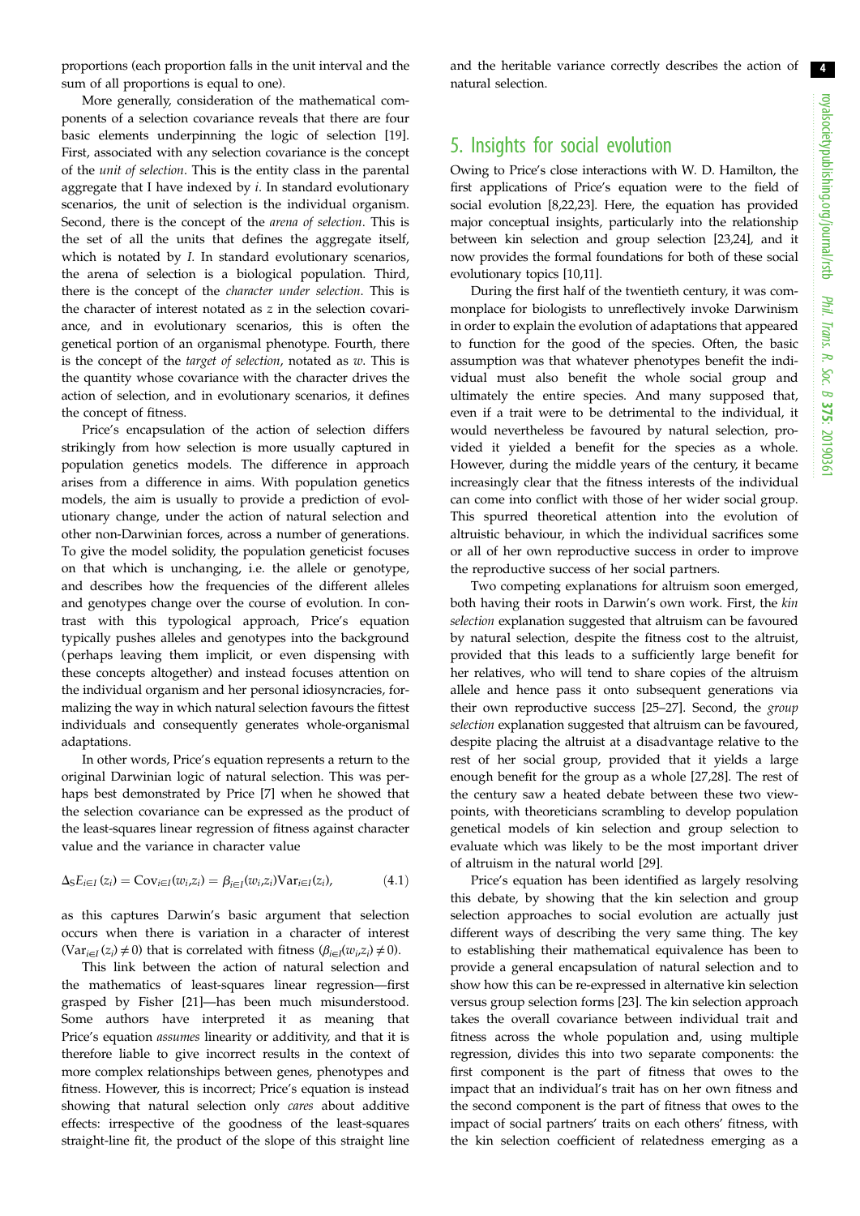proportions (each proportion falls in the unit interval and the sum of all proportions is equal to one).

More generally, consideration of the mathematical components of a selection covariance reveals that there are four basic elements underpinning the logic of selection [19]. First, associated with any selection covariance is the concept of the *unit of selection*. This is the entity class in the parental aggregate that I have indexed by $i$. In standard evolutionary scenarios, the unit of selection is the individual organism. Second, there is the concept of the *arena of selection*. This is the set of all the units that defines the aggregate itself, which is notated by $I$. In standard evolutionary scenarios, the arena of selection is a biological population. Third, there is the concept of the *character under selection*. This is the character of interest notated as $z$ in the selection covariance, and in evolutionary scenarios, this is often the genetical portion of an organismal phenotype. Fourth, there is the concept of the *target of selection*, notated as $w$. This is the quantity whose covariance with the character drives the action of selection, and in evolutionary scenarios, it defines the concept of fitness.

Price's encapsulation of the action of selection differs strikingly from how selection is more usually captured in population genetics models. The difference in approach arises from a difference in aims. With population genetics models, the aim is usually to provide a prediction of evolutionary change, under the action of natural selection and other non-Darwinian forces, across a number of generations. To give the model solidity, the population geneticist focuses on that which is unchanging, i.e. the allele or genotype, and describes how the frequencies of the different alleles and genotypes change over the course of evolution. In contrast with this typological approach, Price's equation typically pushes alleles and genotypes into the background (perhaps leaving them implicit, or even dispensing with these concepts altogether) and instead focuses attention on the individual organism and her personal idiosyncracies, formalizing the way in which natural selection favours the fittest individuals and consequently generates whole-organismal adaptations.

In other words, Price's equation represents a return to the original Darwinian logic of natural selection. This was perhaps best demonstrated by Price [7] when he showed that the selection covariance can be expressed as the product of the least-squares linear regression of fitness against character value and the variance in character value

$$\Delta_S E_{i\in I}(z_i) = \mathrm{Cov}_{i\in I}(w_i, z_i) = \beta_{i\in I}(w_i, z_i)\mathrm{Var}_{i\in I}(z_i), \tag{4.1}$$

as this captures Darwin's basic argument that selection occurs when there is variation in a character of interest ($\mathrm{Var}_{i\in I}(z_i) \neq 0$) that is correlated with fitness ($\beta_{i\in I}(w_i, z_i) \neq 0$).

This link between the action of natural selection and the mathematics of least-squares linear regression—first grasped by Fisher [21]—has been much misunderstood. Some authors have interpreted it as meaning that Price's equation *assumes* linearity or additivity, and that it is therefore liable to give incorrect results in the context of more complex relationships between genes, phenotypes and fitness. However, this is incorrect; Price's equation is instead showing that natural selection only *cares* about additive effects: irrespective of the goodness of the least-squares straight-line fit, the product of the slope of this straight line and the heritable variance correctly describes the action of natural selection.

## 5. Insights for social evolution

Owing to Price's close interactions with W. D. Hamilton, the first applications of Price's equation were to the field of social evolution [8,22,23]. Here, the equation has provided major conceptual insights, particularly into the relationship between kin selection and group selection [23,24], and it now provides the formal foundations for both of these social evolutionary topics [10,11].

During the first half of the twentieth century, it was commonplace for biologists to unreflectively invoke Darwinism in order to explain the evolution of adaptations that appeared to function for the good of the species. Often, the basic assumption was that whatever phenotypes benefit the individual must also benefit the whole social group and ultimately the entire species. And many supposed that, even if a trait were to be detrimental to the individual, it would nevertheless be favoured by natural selection, provided it yielded a benefit for the species as a whole. However, during the middle years of the century, it became increasingly clear that the fitness interests of the individual can come into conflict with those of her wider social group. This spurred theoretical attention into the evolution of altruistic behaviour, in which the individual sacrifices some or all of her own reproductive success in order to improve the reproductive success of her social partners.

Two competing explanations for altruism soon emerged, both having their roots in Darwin's own work. First, the *kin selection* explanation suggested that altruism can be favoured by natural selection, despite the fitness cost to the altruist, provided that this leads to a sufficiently large benefit for her relatives, who will tend to share copies of the altruism allele and hence pass it onto subsequent generations via their own reproductive success [25–27]. Second, the *group selection* explanation suggested that altruism can be favoured, despite placing the altruist at a disadvantage relative to the rest of her social group, provided that it yields a large enough benefit for the group as a whole [27,28]. The rest of the century saw a heated debate between these two viewpoints, with theoreticians scrambling to develop population genetical models of kin selection and group selection to evaluate which was likely to be the most important driver of altruism in the natural world [29].

Price's equation has been identified as largely resolving this debate, by showing that the kin selection and group selection approaches to social evolution are actually just different ways of describing the very same thing. The key to establishing their mathematical equivalence has been to provide a general encapsulation of natural selection and to show how this can be re-expressed in alternative kin selection versus group selection forms [23]. The kin selection approach takes the overall covariance between individual trait and fitness across the whole population and, using multiple regression, divides this into two separate components: the first component is the part of fitness that owes to the impact that an individual's trait has on her own fitness and the second component is the part of fitness that owes to the impact of social partners' traits on each others' fitness, with the kin selection coefficient of relatedness emerging as a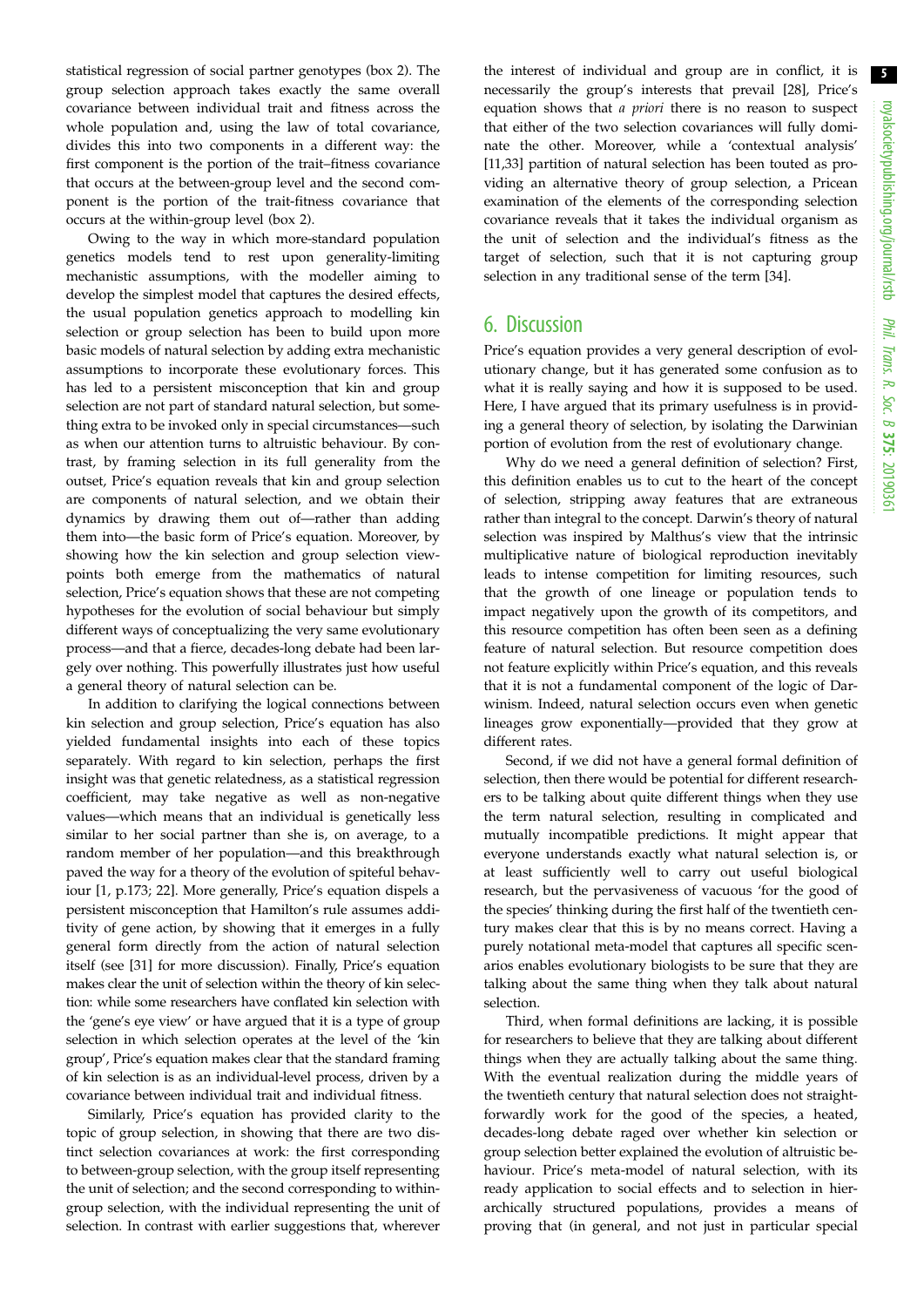statistical regression of social partner genotypes (box 2). The group selection approach takes exactly the same overall covariance between individual trait and fitness across the whole population and, using the law of total covariance, divides this into two components in a different way: the first component is the portion of the trait–fitness covariance that occurs at the between-group level and the second component is the portion of the trait-fitness covariance that occurs at the within-group level (box 2).

Owing to the way in which more-standard population genetics models tend to rest upon generality-limiting mechanistic assumptions, with the modeller aiming to develop the simplest model that captures the desired effects, the usual population genetics approach to modelling kin selection or group selection has been to build upon more basic models of natural selection by adding extra mechanistic assumptions to incorporate these evolutionary forces. This has led to a persistent misconception that kin and group selection are not part of standard natural selection, but something extra to be invoked only in special circumstances—such as when our attention turns to altruistic behaviour. By contrast, by framing selection in its full generality from the outset, Price's equation reveals that kin and group selection are components of natural selection, and we obtain their dynamics by drawing them out of—rather than adding them into—the basic form of Price's equation. Moreover, by showing how the kin selection and group selection viewpoints both emerge from the mathematics of natural selection, Price's equation shows that these are not competing hypotheses for the evolution of social behaviour but simply different ways of conceptualizing the very same evolutionary process—and that a fierce, decades-long debate had been largely over nothing. This powerfully illustrates just how useful a general theory of natural selection can be.

In addition to clarifying the logical connections between kin selection and group selection, Price's equation has also yielded fundamental insights into each of these topics separately. With regard to kin selection, perhaps the first insight was that genetic relatedness, as a statistical regression coefficient, may take negative as well as non-negative values—which means that an individual is genetically less similar to her social partner than she is, on average, to a random member of her population—and this breakthrough paved the way for a theory of the evolution of spiteful behaviour [1, p.173; 22]. More generally, Price's equation dispels a persistent misconception that Hamilton's rule assumes additivity of gene action, by showing that it emerges in a fully general form directly from the action of natural selection itself (see [31] for more discussion). Finally, Price's equation makes clear the unit of selection within the theory of kin selection: while some researchers have conflated kin selection with the 'gene's eye view' or have argued that it is a type of group selection in which selection operates at the level of the 'kin group', Price's equation makes clear that the standard framing of kin selection is as an individual-level process, driven by a covariance between individual trait and individual fitness.

Similarly, Price's equation has provided clarity to the topic of group selection, in showing that there are two distinct selection covariances at work: the first corresponding to between-group selection, with the group itself representing the unit of selection; and the second corresponding to within-group selection, with the individual representing the unit of selection. In contrast with earlier suggestions that, wherever the interest of individual and group are in conflict, it is necessarily the group's interests that prevail [28], Price's equation shows that *a priori* there is no reason to suspect that either of the two selection covariances will fully dominate the other. Moreover, while a 'contextual analysis' [11,33] partition of natural selection has been touted as providing an alternative theory of group selection, a Pricean examination of the elements of the corresponding selection covariance reveals that it takes the individual organism as the unit of selection and the individual's fitness as the target of selection, such that it is not capturing group selection in any traditional sense of the term [34].

## 6. Discussion

Price's equation provides a very general description of evolutionary change, but it has generated some confusion as to what it is really saying and how it is supposed to be used. Here, I have argued that its primary usefulness is in providing a general theory of selection, by isolating the Darwinian portion of evolution from the rest of evolutionary change.

Why do we need a general definition of selection? First, this definition enables us to cut to the heart of the concept of selection, stripping away features that are extraneous rather than integral to the concept. Darwin's theory of natural selection was inspired by Malthus's view that the intrinsic multiplicative nature of biological reproduction inevitably leads to intense competition for limiting resources, such that the growth of one lineage or population tends to impact negatively upon the growth of its competitors, and this resource competition has often been seen as a defining feature of natural selection. But resource competition does not feature explicitly within Price's equation, and this reveals that it is not a fundamental component of the logic of Darwinism. Indeed, natural selection occurs even when genetic lineages grow exponentially—provided that they grow at different rates.

Second, if we did not have a general formal definition of selection, then there would be potential for different researchers to be talking about quite different things when they use the term natural selection, resulting in complicated and mutually incompatible predictions. It might appear that everyone understands exactly what natural selection is, or at least sufficiently well to carry out useful biological research, but the pervasiveness of vacuous 'for the good of the species' thinking during the first half of the twentieth century makes clear that this is by no means correct. Having a purely notational meta-model that captures all specific scenarios enables evolutionary biologists to be sure that they are talking about the same thing when they talk about natural selection.

Third, when formal definitions are lacking, it is possible for researchers to believe that they are talking about different things when they are actually talking about the same thing. With the eventual realization during the middle years of the twentieth century that natural selection does not straightforwardly work for the good of the species, a heated, decades-long debate raged over whether kin selection or group selection better explained the evolution of altruistic behaviour. Price's meta-model of natural selection, with its ready application to social effects and to selection in hierarchically structured populations, provides a means of proving that (in general, and not just in particular special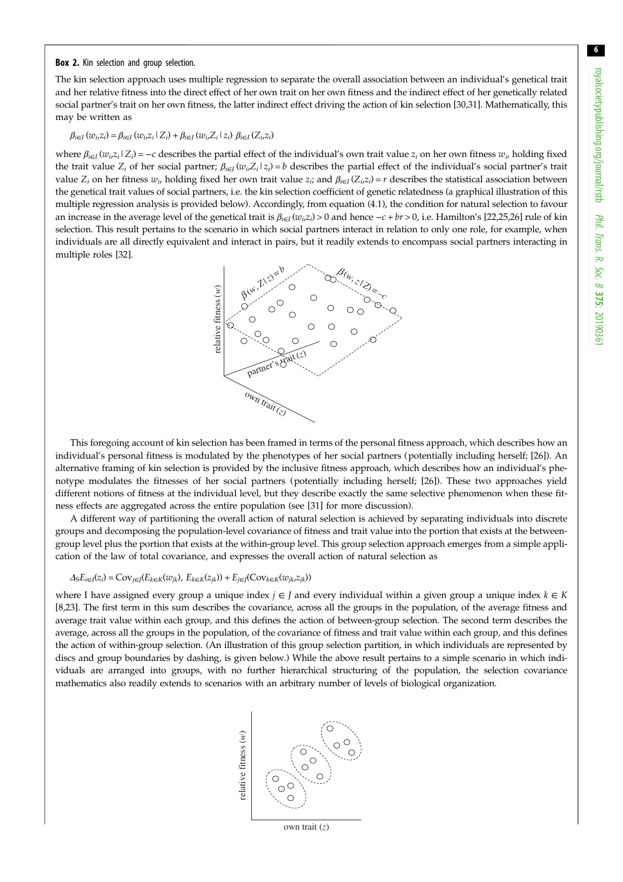**Box 2.** Kin selection and group selection.

The kin selection approach uses multiple regression to separate the overall association between an individual's genetical trait and her relative fitness into the direct effect of her own trait on her own fitness and the indirect effect of her genetically related social partner's trait on her own fitness, the latter indirect effect driving the action of kin selection [30,31]. Mathematically, this may be written as

$$\beta_{i\in I}(w_i,z_i) = \beta_{i\in I}(w_i,z_i\,|\,Z_i) + \beta_{i\in I}(w_i,Z_i\,|\,z_i)\;\beta_{i\in I}(Z_i,z_i)$$

where $\beta_{i\in I}(w_i,z_i\,|\,Z_i) = -c$ describes the partial effect of the individual's own trait value $z_i$ on her own fitness $w_i$, holding fixed the trait value $Z_i$ of her social partner; $\beta_{i\in I}(w_i,Z_i\,|\,z_i) = b$ describes the partial effect of the individual's social partner's trait value $Z_i$ on her fitness $w_i$, holding fixed her own trait value $z_i$; and $\beta_{i\in I}(Z_i,z_i) = r$ describes the statistical association between the genetical trait values of social partners, i.e. the kin selection coefficient of genetic relatedness (a graphical illustration of this multiple regression analysis is provided below). Accordingly, from equation (4.1), the condition for natural selection to favour an increase in the average level of the genetical trait is $\beta_{i\in I}(w_i,z_i) > 0$ and hence $-c + br > 0$, i.e. Hamilton's [22,25,26] rule of kin selection. This result pertains to the scenario in which social partners interact in relation to only one role, for example, when individuals are all directly equivalent and interact in pairs, but it readily extends to encompass social partners interacting in multiple roles [32].

This foregoing account of kin selection has been framed in terms of the personal fitness approach, which describes how an individual's personal fitness is modulated by the phenotypes of her social partners (potentially including herself; [26]). An alternative framing of kin selection is provided by the inclusive fitness approach, which describes how an individual's phenotype modulates the fitnesses of her social partners (potentially including herself; [26]). These two approaches yield different notions of fitness at the individual level, but they describe exactly the same selective phenomenon when these fitness effects are aggregated across the entire population (see [31] for more discussion).

A different way of partitioning the overall action of natural selection is achieved by separating individuals into discrete groups and decomposing the population-level covariance of fitness and trait value into the portion that exists at the between-group level plus the portion that exists at the within-group level. This group selection approach emerges from a simple application of the law of total covariance, and expresses the overall action of natural selection as

$$\Delta_S E_{i\in I}(z_i) = \mathrm{Cov}_{j\in J}(E_{k\in K}(w_{jk}),\,E_{k\in K}(z_{jk})) + E_{j\in J}(\mathrm{Cov}_{k\in K}(w_{jk},z_{jk}))$$

where I have assigned every group a unique index $j \in J$ and every individual within a given group a unique index $k \in K$ [8,23]. The first term in this sum describes the covariance, across all the groups in the population, of the average fitness and average trait value within each group, and this defines the action of between-group selection. The second term describes the average, across all the groups in the population, of the covariance of fitness and trait value within each group, and this defines the action of within-group selection. (An illustration of this group selection partition, in which individuals are represented by discs and group boundaries by dashing, is given below.) While the above result pertains to a simple scenario in which individuals are arranged into groups, with no further hierarchical structuring of the population, the selection covariance mathematics also readily extends to scenarios with an arbitrary number of levels of biological organization.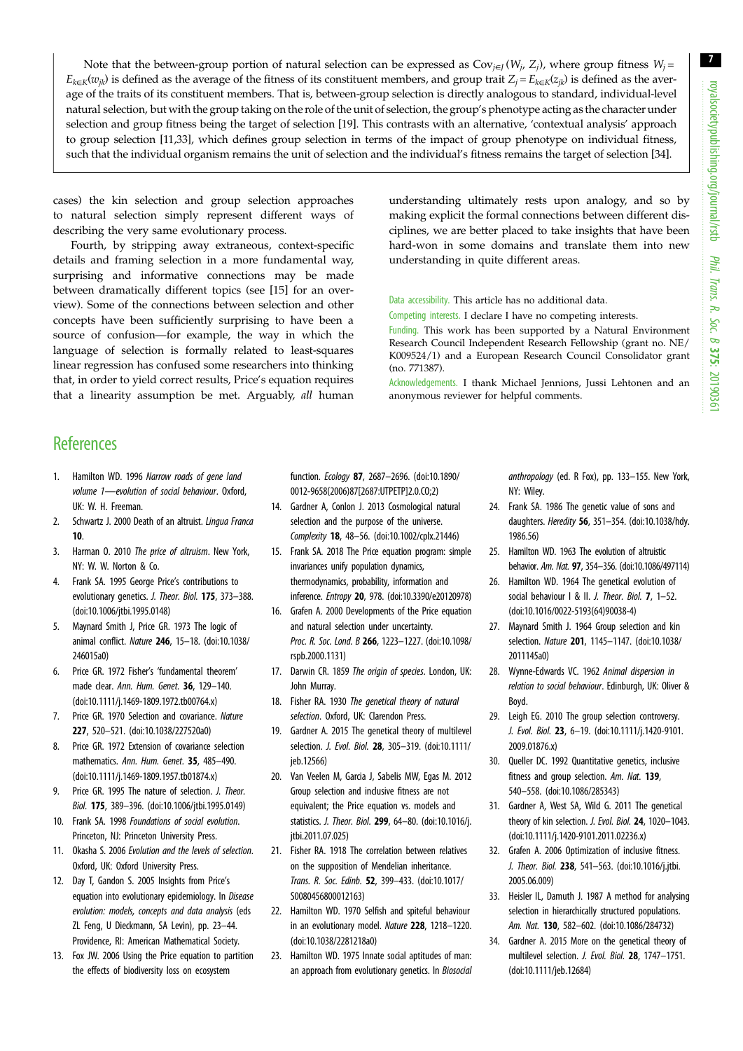Note that the between-group portion of natural selection can be expressed as $\mathrm{Cov}_{j\in J}(W_j, Z_j)$, where group fitness $W_j = E_{k\in K}(w_{jk})$ is defined as the average of the fitness of its constituent members, and group trait $Z_j = E_{k\in K}(z_{jk})$ is defined as the average of the traits of its constituent members. That is, between-group selection is directly analogous to standard, individual-level natural selection, but with the group taking on the role of the unit of selection, the group's phenotype acting as the character under selection and group fitness being the target of selection [19]. This contrasts with an alternative, 'contextual analysis' approach to group selection [11,33], which defines group selection in terms of the impact of group phenotype on individual fitness, such that the individual organism remains the unit of selection and the individual's fitness remains the target of selection [34].

cases) the kin selection and group selection approaches to natural selection simply represent different ways of describing the very same evolutionary process.

Fourth, by stripping away extraneous, context-specific details and framing selection in a more fundamental way, surprising and informative connections may be made between dramatically different topics (see [15] for an overview). Some of the connections between selection and other concepts have been sufficiently surprising to have been a source of confusion—for example, the way in which the language of selection is formally related to least-squares linear regression has confused some researchers into thinking that, in order to yield correct results, Price's equation requires that a linearity assumption be met. Arguably, *all* human understanding ultimately rests upon analogy, and so by making explicit the formal connections between different disciplines, we are better placed to take insights that have been hard-won in some domains and translate them into new understanding in quite different areas.

Data accessibility. This article has no additional data.

Competing interests. I declare I have no competing interests.

Funding. This work has been supported by a Natural Environment Research Council Independent Research Fellowship (grant no. NE/K009524/1) and a European Research Council Consolidator grant (no. 771387).

Acknowledgements. I thank Michael Jennions, Jussi Lehtonen and an anonymous reviewer for helpful comments.

## References

1. Hamilton WD. 1996 *Narrow roads of gene land volume 1—evolution of social behaviour*. Oxford, UK: W. H. Freeman.
2. Schwartz J. 2000 Death of an altruist. *Lingua Franca* **10**.
3. Harman O. 2010 *The price of altruism*. New York, NY: W. W. Norton & Co.
4. Frank SA. 1995 George Price's contributions to evolutionary genetics. *J. Theor. Biol.* **175**, 373–388. (doi:10.1006/jtbi.1995.0148)
5. Maynard Smith J, Price GR. 1973 The logic of animal conflict. *Nature* **246**, 15–18. (doi:10.1038/246015a0)
6. Price GR. 1972 Fisher's 'fundamental theorem' made clear. *Ann. Hum. Genet.* **36**, 129–140. (doi:10.1111/j.1469-1809.1972.tb00764.x)
7. Price GR. 1970 Selection and covariance. *Nature* **227**, 520–521. (doi:10.1038/227520a0)
8. Price GR. 1972 Extension of covariance selection mathematics. *Ann. Hum. Genet.* **35**, 485–490. (doi:10.1111/j.1469-1809.1957.tb01874.x)
9. Price GR. 1995 The nature of selection. *J. Theor. Biol.* **175**, 389–396. (doi:10.1006/jtbi.1995.0149)
10. Frank SA. 1998 *Foundations of social evolution*. Princeton, NJ: Princeton University Press.
11. Okasha S. 2006 *Evolution and the levels of selection*. Oxford, UK: Oxford University Press.
12. Day T, Gandon S. 2005 Insights from Price's equation into evolutionary epidemiology. In *Disease evolution: models, concepts and data analysis* (eds ZL Feng, U Dieckmann, SA Levin), pp. 23–44. Providence, RI: American Mathematical Society.
13. Fox JW. 2006 Using the Price equation to partition the effects of biodiversity loss on ecosystem function. *Ecology* **87**, 2687–2696. (doi:10.1890/0012-9658(2006)87[2687:UTPETP]2.0.CO;2)
14. Gardner A, Conlon J. 2013 Cosmological natural selection and the purpose of the universe. *Complexity* **18**, 48–56. (doi:10.1002/cplx.21446)
15. Frank SA. 2018 The Price equation program: simple invariances unify population dynamics, thermodynamics, probability, information and inference. *Entropy* **20**, 978. (doi:10.3390/e20120978)
16. Grafen A. 2000 Developments of the Price equation and natural selection under uncertainty. *Proc. R. Soc. Lond. B* **266**, 1223–1227. (doi:10.1098/rspb.2000.1131)
17. Darwin CR. 1859 *The origin of species*. London, UK: John Murray.
18. Fisher RA. 1930 *The genetical theory of natural selection*. Oxford, UK: Clarendon Press.
19. Gardner A. 2015 The genetical theory of multilevel selection. *J. Evol. Biol.* **28**, 305–319. (doi:10.1111/jeb.12566)
20. Van Veelen M, Garcia J, Sabelis MW, Egas M. 2012 Group selection and inclusive fitness are not equivalent; the Price equation vs. models and statistics. *J. Theor. Biol.* **299**, 64–80. (doi:10.1016/j.jtbi.2011.07.025)
21. Fisher RA. 1918 The correlation between relatives on the supposition of Mendelian inheritance. *Trans. R. Soc. Edinb.* **52**, 399–433. (doi:10.1017/S0080456800012163)
22. Hamilton WD. 1970 Selfish and spiteful behaviour in an evolutionary model. *Nature* **228**, 1218–1220. (doi:10.1038/2281218a0)
23. Hamilton WD. 1975 Innate social aptitudes of man: an approach from evolutionary genetics. In *Biosocial anthropology* (ed. R Fox), pp. 133–155. New York, NY: Wiley.
24. Frank SA. 1986 The genetic value of sons and daughters. *Heredity* **56**, 351–354. (doi:10.1038/hdy.1986.56)
25. Hamilton WD. 1963 The evolution of altruistic behavior. *Am. Nat.* **97**, 354–356. (doi:10.1086/497114)
26. Hamilton WD. 1964 The genetical evolution of social behaviour I & II. *J. Theor. Biol.* **7**, 1–52. (doi:10.1016/0022-5193(64)90038-4)
27. Maynard Smith J. 1964 Group selection and kin selection. *Nature* **201**, 1145–1147. (doi:10.1038/2011145a0)
28. Wynne-Edwards VC. 1962 *Animal dispersion in relation to social behaviour*. Edinburgh, UK: Oliver & Boyd.
29. Leigh EG. 2010 The group selection controversy. *J. Evol. Biol.* **23**, 6–19. (doi:10.1111/j.1420-9101.2009.01876.x)
30. Queller DC. 1992 Quantitative genetics, inclusive fitness and group selection. *Am. Nat.* **139**, 540–558. (doi:10.1086/285343)
31. Gardner A, West SA, Wild G. 2011 The genetical theory of kin selection. *J. Evol. Biol.* **24**, 1020–1043. (doi:10.1111/j.1420-9101.2011.02236.x)
32. Grafen A. 2006 Optimization of inclusive fitness. *J. Theor. Biol.* **238**, 541–563. (doi:10.1016/j.jtbi.2005.06.009)
33. Heisler IL, Damuth J. 1987 A method for analysing selection in hierarchically structured populations. *Am. Nat.* **130**, 582–602. (doi:10.1086/284732)
34. Gardner A. 2015 More on the genetical theory of multilevel selection. *J. Evol. Biol.* **28**, 1747–1751. (doi:10.1111/jeb.12684)